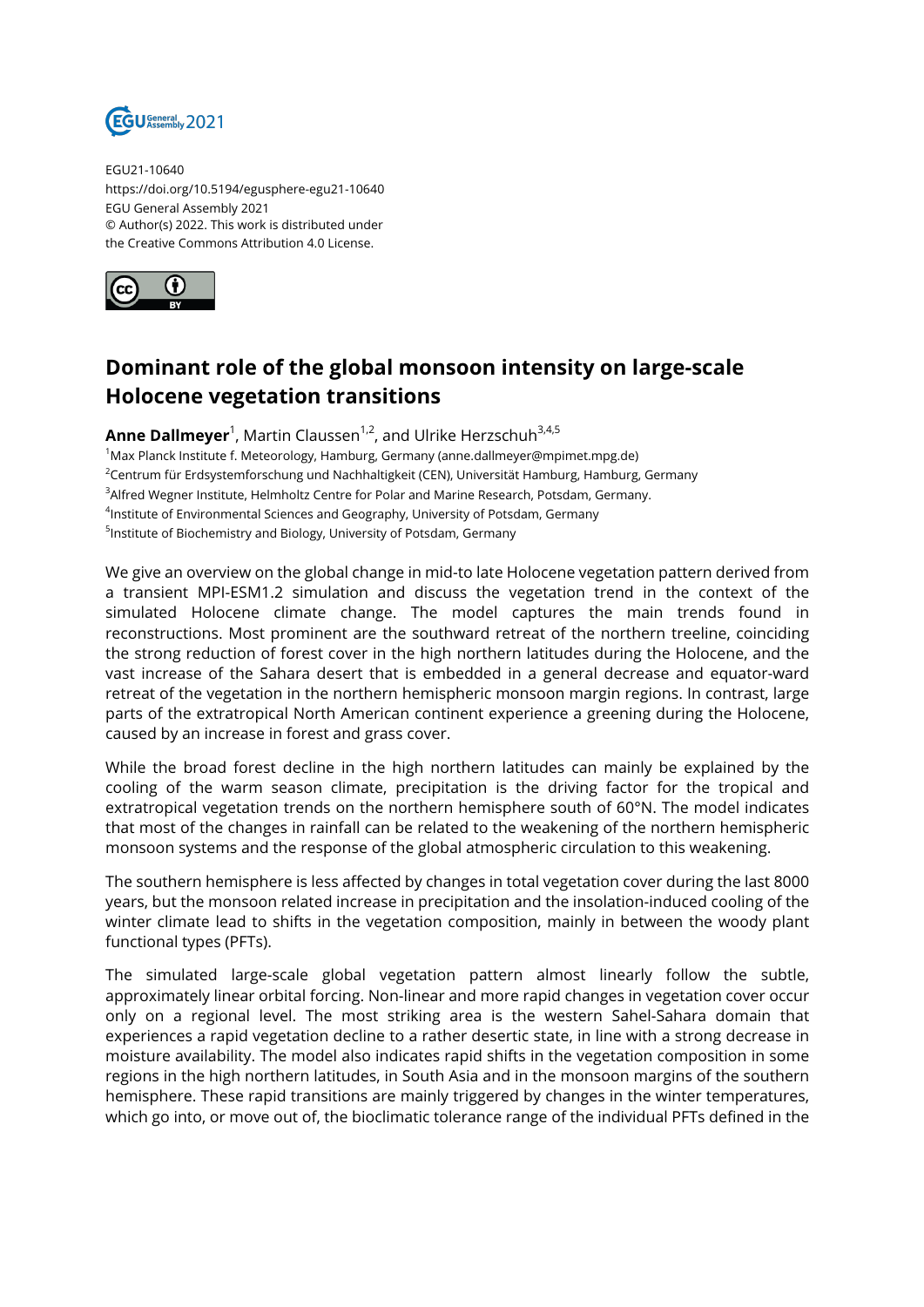EGU21-10640
https://doi.org/10.5194/egusphere-egu21-10640
EGU General Assembly 2021
© Author(s) 2022. This work is distributed under
the Creative Commons Attribution 4.0 License.

# Dominant role of the global monsoon intensity on large-scale Holocene vegetation transitions

**Anne Dallmeyer**[1], Martin Claussen[1,2], and Ulrike Herzschuh[3,4,5]

[1]Max Planck Institute f. Meteorology, Hamburg, Germany (anne.dallmeyer@mpimet.mpg.de)
[2]Centrum für Erdsystemforschung und Nachhaltigkeit (CEN), Universität Hamburg, Hamburg, Germany
[3]Alfred Wegner Institute, Helmholtz Centre for Polar and Marine Research, Potsdam, Germany.
[4]Institute of Environmental Sciences and Geography, University of Potsdam, Germany
[5]Institute of Biochemistry and Biology, University of Potsdam, Germany

We give an overview on the global change in mid-to late Holocene vegetation pattern derived from a transient MPI-ESM1.2 simulation and discuss the vegetation trend in the context of the simulated Holocene climate change. The model captures the main trends found in reconstructions. Most prominent are the southward retreat of the northern treeline, coinciding the strong reduction of forest cover in the high northern latitudes during the Holocene, and the vast increase of the Sahara desert that is embedded in a general decrease and equator-ward retreat of the vegetation in the northern hemispheric monsoon margin regions. In contrast, large parts of the extratropical North American continent experience a greening during the Holocene, caused by an increase in forest and grass cover.

While the broad forest decline in the high northern latitudes can mainly be explained by the cooling of the warm season climate, precipitation is the driving factor for the tropical and extratropical vegetation trends on the northern hemisphere south of 60°N. The model indicates that most of the changes in rainfall can be related to the weakening of the northern hemispheric monsoon systems and the response of the global atmospheric circulation to this weakening.

The southern hemisphere is less affected by changes in total vegetation cover during the last 8000 years, but the monsoon related increase in precipitation and the insolation-induced cooling of the winter climate lead to shifts in the vegetation composition, mainly in between the woody plant functional types (PFTs).

The simulated large-scale global vegetation pattern almost linearly follow the subtle, approximately linear orbital forcing. Non-linear and more rapid changes in vegetation cover occur only on a regional level. The most striking area is the western Sahel-Sahara domain that experiences a rapid vegetation decline to a rather desertic state, in line with a strong decrease in moisture availability. The model also indicates rapid shifts in the vegetation composition in some regions in the high northern latitudes, in South Asia and in the monsoon margins of the southern hemisphere. These rapid transitions are mainly triggered by changes in the winter temperatures, which go into, or move out of, the bioclimatic tolerance range of the individual PFTs defined in the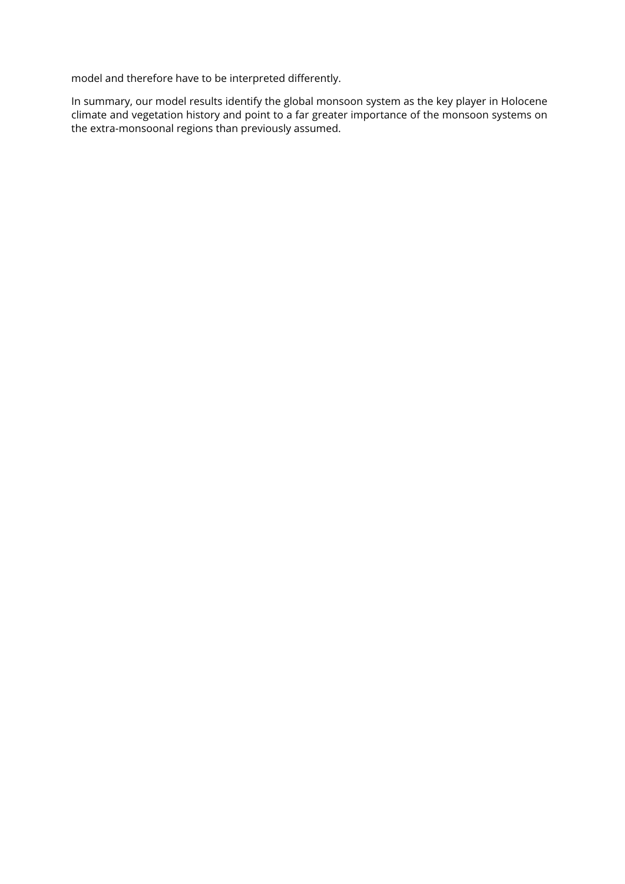model and therefore have to be interpreted differently.

In summary, our model results identify the global monsoon system as the key player in Holocene climate and vegetation history and point to a far greater importance of the monsoon systems on the extra-monsoonal regions than previously assumed.